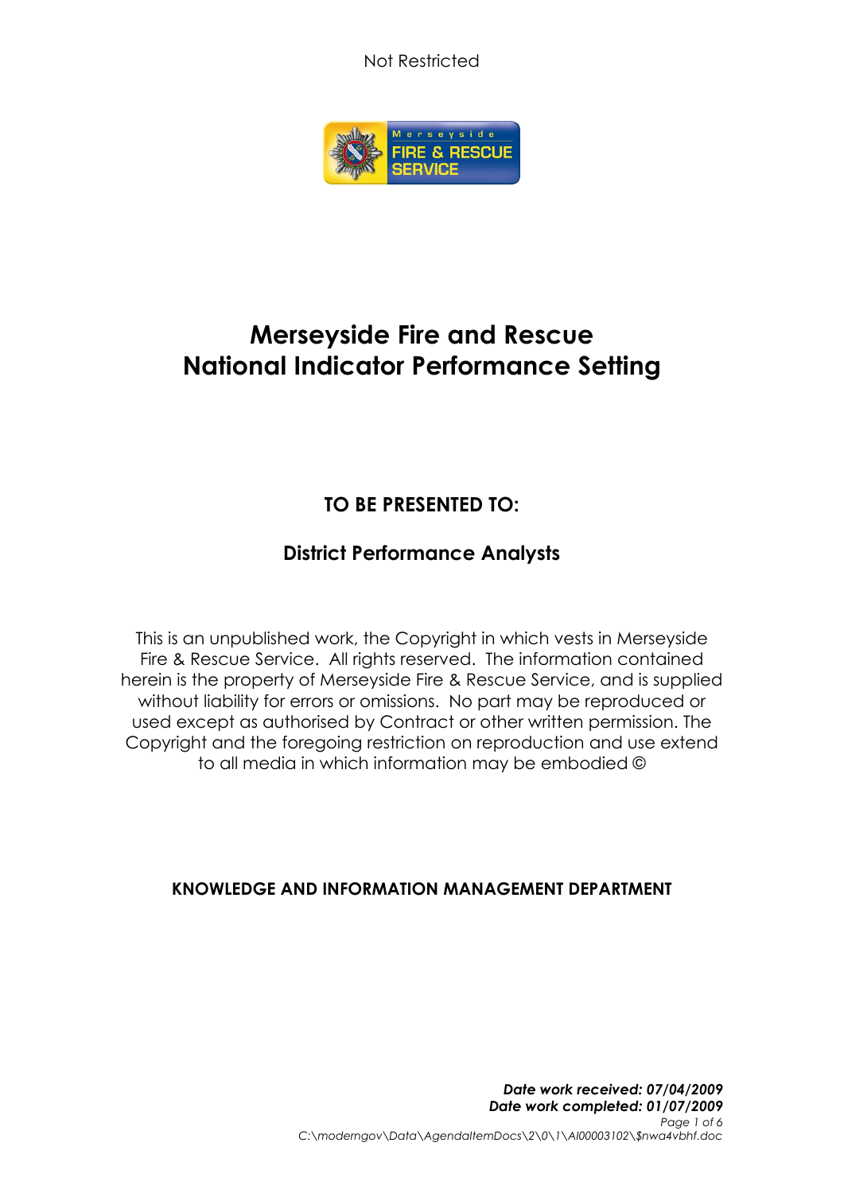Not Restricted

# Merseyside Fire and Rescue National Indicator Performance Setting

## TO BE PRESENTED TO:

### District Performance Analysts

This is an unpublished work, the Copyright in which vests in Merseyside Fire & Rescue Service. All rights reserved. The information contained herein is the property of Merseyside Fire & Rescue Service, and is supplied without liability for errors or omissions. No part may be reproduced or used except as authorised by Contract or other written permission. The Copyright and the foregoing restriction on reproduction and use extend to all media in which information may be embodied ©

**KNOWLEDGE AND INFORMATION MANAGEMENT DEPARTMENT**

***Date work received: 07/04/2009***
***Date work completed: 01/07/2009***

*C:\moderngov\Data\AgendaItemDocs\2\0\1\AI00003102\$nwa4vbhf.doc*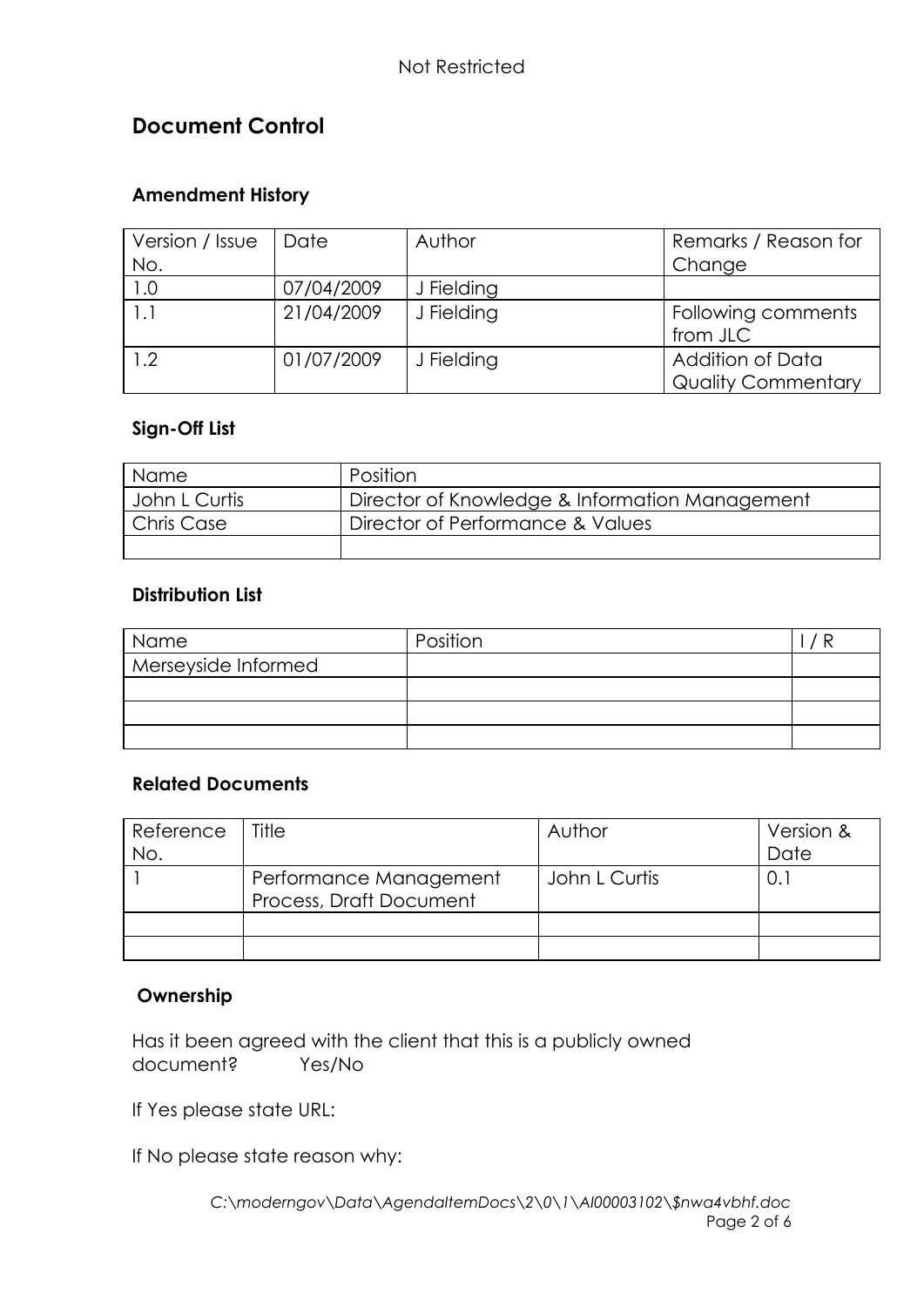Not Restricted

# Document Control

## Amendment History

| Version / Issue No. | Date | Author | Remarks / Reason for Change |
|---|---|---|---|
| 1.0 | 07/04/2009 | J Fielding | |
| 1.1 | 21/04/2009 | J Fielding | Following comments from JLC |
| 1.2 | 01/07/2009 | J Fielding | Addition of Data Quality Commentary |

## Sign-Off List

| Name | Position |
|---|---|
| John L Curtis | Director of Knowledge & Information Management |
| Chris Case | Director of Performance & Values |
| | |

## Distribution List

| Name | Position | I / R |
|---|---|---|
| Merseyside Informed | | |
| | | |
| | | |
| | | |

## Related Documents

| Reference No. | Title | Author | Version & Date |
|---|---|---|---|
| 1 | Performance Management Process, Draft Document | John L Curtis | 0.1 |
| | | | |
| | | | |

## Ownership

Has it been agreed with the client that this is a publicly owned document? Yes/No

If Yes please state URL:

If No please state reason why:

*C:\moderngov\Data\AgendaItemDocs\2\0\1\AI00003102\$nwa4vbhf.doc*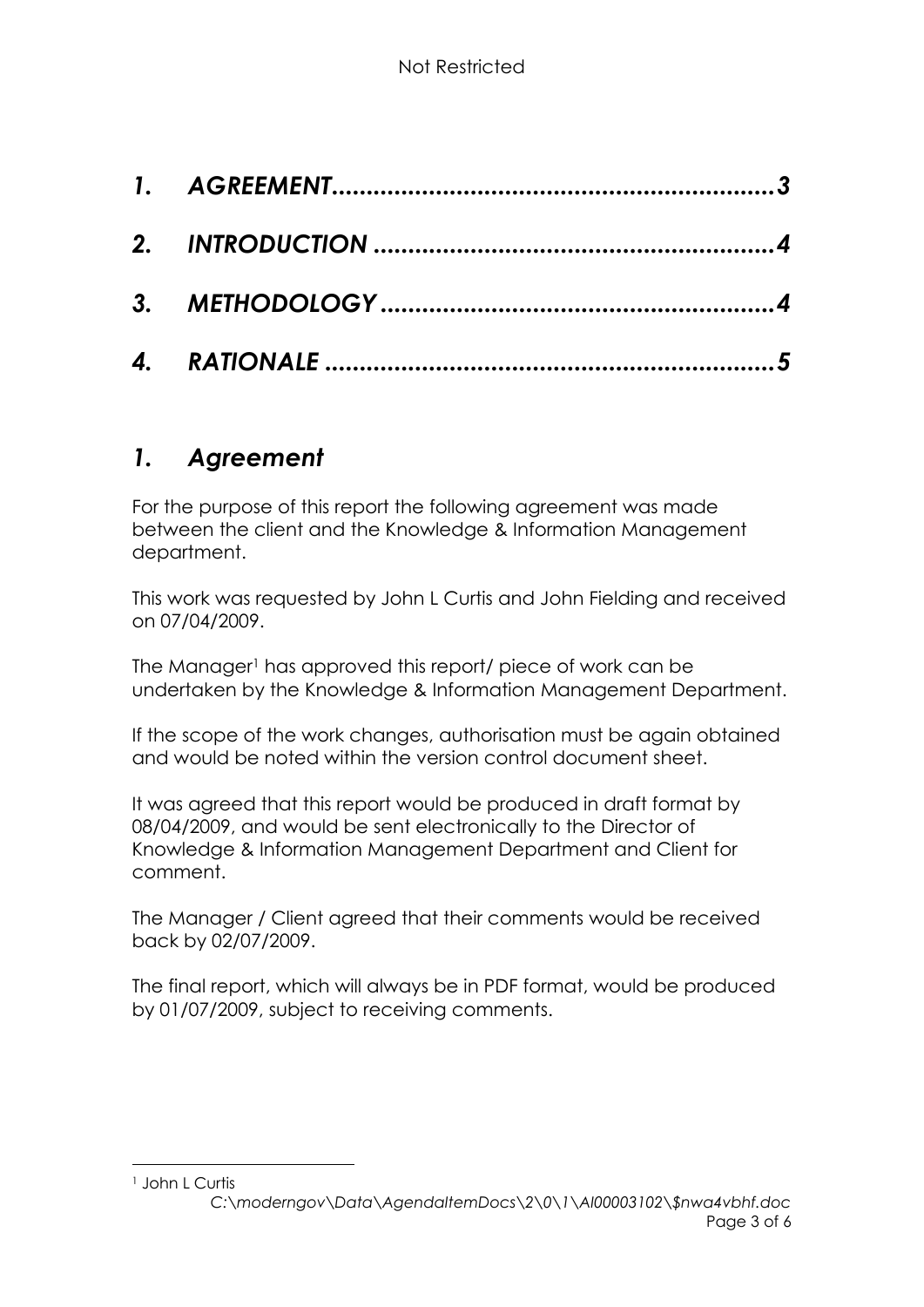*1. AGREEMENT.................................................................3*

*2. INTRODUCTION ..........................................................4*

*3. METHODOLOGY .........................................................4*

*4. RATIONALE ...............................................................5*

## *1. Agreement*

For the purpose of this report the following agreement was made between the client and the Knowledge & Information Management department.

This work was requested by John L Curtis and John Fielding and received on 07/04/2009.

The Manager[1] has approved this report/ piece of work can be undertaken by the Knowledge & Information Management Department.

If the scope of the work changes, authorisation must be again obtained and would be noted within the version control document sheet.

It was agreed that this report would be produced in draft format by 08/04/2009, and would be sent electronically to the Director of Knowledge & Information Management Department and Client for comment.

The Manager / Client agreed that their comments would be received back by 02/07/2009.

The final report, which will always be in PDF format, would be produced by 01/07/2009, subject to receiving comments.

[1] John L Curtis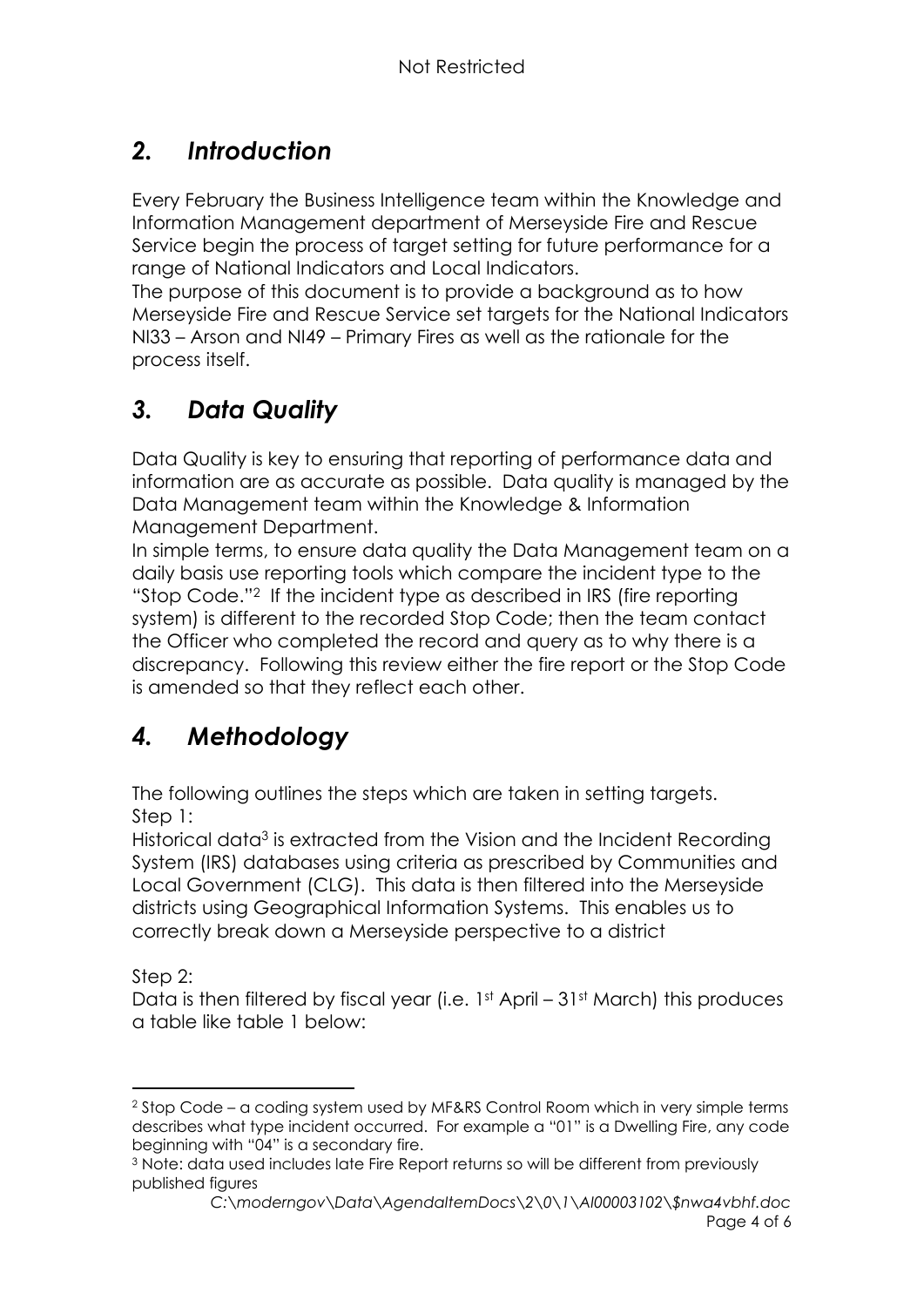## *2. Introduction*

Every February the Business Intelligence team within the Knowledge and Information Management department of Merseyside Fire and Rescue Service begin the process of target setting for future performance for a range of National Indicators and Local Indicators.
The purpose of this document is to provide a background as to how Merseyside Fire and Rescue Service set targets for the National Indicators NI33 – Arson and NI49 – Primary Fires as well as the rationale for the process itself.

## *3. Data Quality*

Data Quality is key to ensuring that reporting of performance data and information are as accurate as possible. Data quality is managed by the Data Management team within the Knowledge & Information Management Department.
In simple terms, to ensure data quality the Data Management team on a daily basis use reporting tools which compare the incident type to the "Stop Code."[2] If the incident type as described in IRS (fire reporting system) is different to the recorded Stop Code; then the team contact the Officer who completed the record and query as to why there is a discrepancy. Following this review either the fire report or the Stop Code is amended so that they reflect each other.

## *4. Methodology*

The following outlines the steps which are taken in setting targets.
Step 1:
Historical data[3] is extracted from the Vision and the Incident Recording System (IRS) databases using criteria as prescribed by Communities and Local Government (CLG). This data is then filtered into the Merseyside districts using Geographical Information Systems. This enables us to correctly break down a Merseyside perspective to a district

Step 2:
Data is then filtered by fiscal year (i.e. 1st April – 31st March) this produces a table like table 1 below:

[2] Stop Code – a coding system used by MF&RS Control Room which in very simple terms describes what type incident occurred. For example a "01" is a Dwelling Fire, any code beginning with "04" is a secondary fire.

[3] Note: data used includes late Fire Report returns so will be different from previously published figures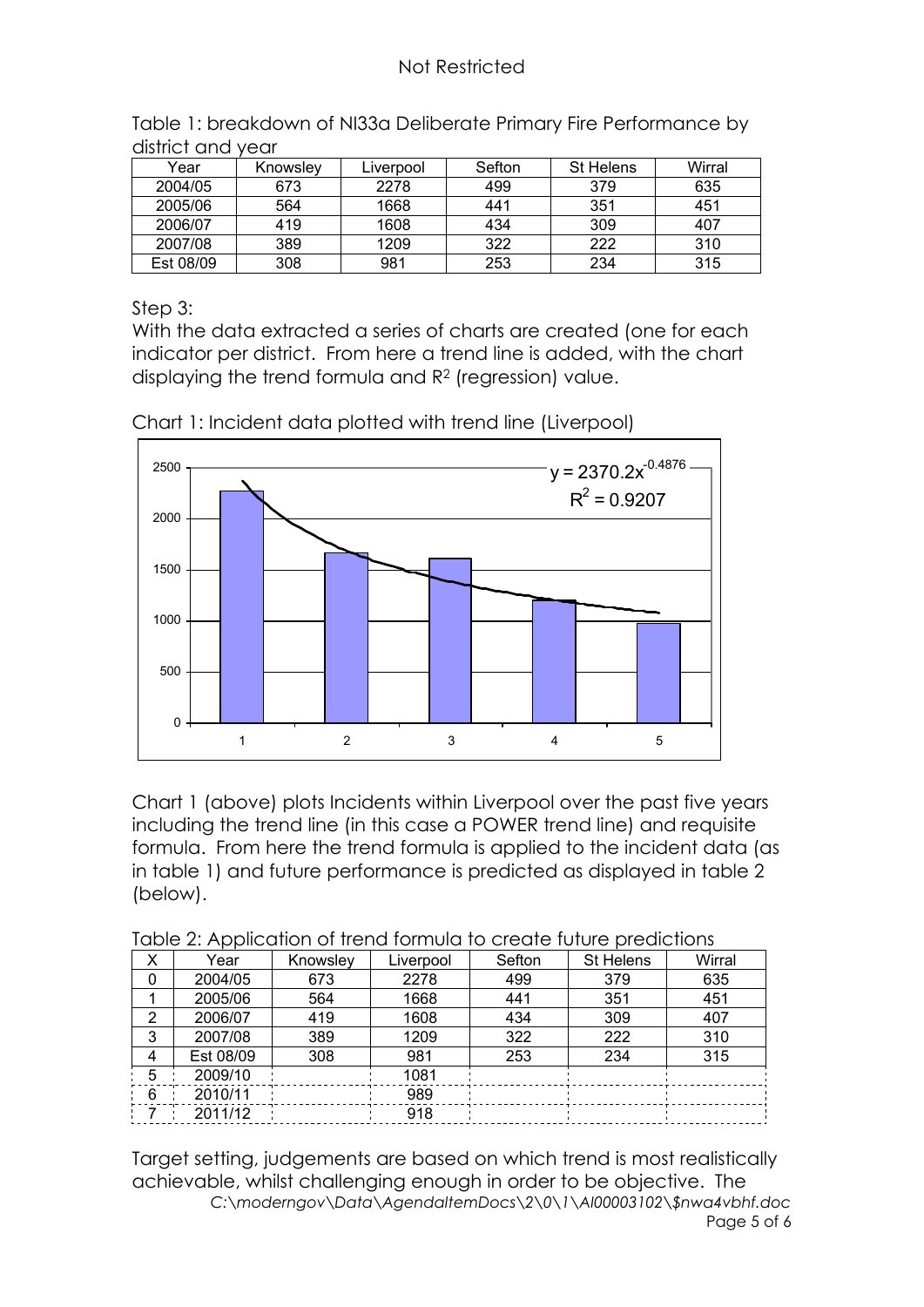Not Restricted

Table 1: breakdown of NI33a Deliberate Primary Fire Performance by district and year

| Year | Knowsley | Liverpool | Sefton | St Helens | Wirral |
|---|---|---|---|---|---|
| 2004/05 | 673 | 2278 | 499 | 379 | 635 |
| 2005/06 | 564 | 1668 | 441 | 351 | 451 |
| 2006/07 | 419 | 1608 | 434 | 309 | 407 |
| 2007/08 | 389 | 1209 | 322 | 222 | 310 |
| Est 08/09 | 308 | 981 | 253 | 234 | 315 |

Step 3:

With the data extracted a series of charts are created (one for each indicator per district. From here a trend line is added, with the chart displaying the trend formula and $R^2$ (regression) value.

Chart 1: Incident data plotted with trend line (Liverpool)

$$y = 2370.2x^{-0.4876}$$
$$R^2 = 0.9207$$

Chart 1 (above) plots Incidents within Liverpool over the past five years including the trend line (in this case a POWER trend line) and requisite formula. From here the trend formula is applied to the incident data (as in table 1) and future performance is predicted as displayed in table 2 (below).

Table 2: Application of trend formula to create future predictions

| X | Year | Knowsley | Liverpool | Sefton | St Helens | Wirral |
|---|---|---|---|---|---|---|
| 0 | 2004/05 | 673 | 2278 | 499 | 379 | 635 |
| 1 | 2005/06 | 564 | 1668 | 441 | 351 | 451 |
| 2 | 2006/07 | 419 | 1608 | 434 | 309 | 407 |
| 3 | 2007/08 | 389 | 1209 | 322 | 222 | 310 |
| 4 | Est 08/09 | 308 | 981 | 253 | 234 | 315 |
| 5 | 2009/10 | | 1081 | | | |
| 6 | 2010/11 | | 989 | | | |
| 7 | 2011/12 | | 918 | | | |

Target setting, judgements are based on which trend is most realistically achievable, whilst challenging enough in order to be objective. The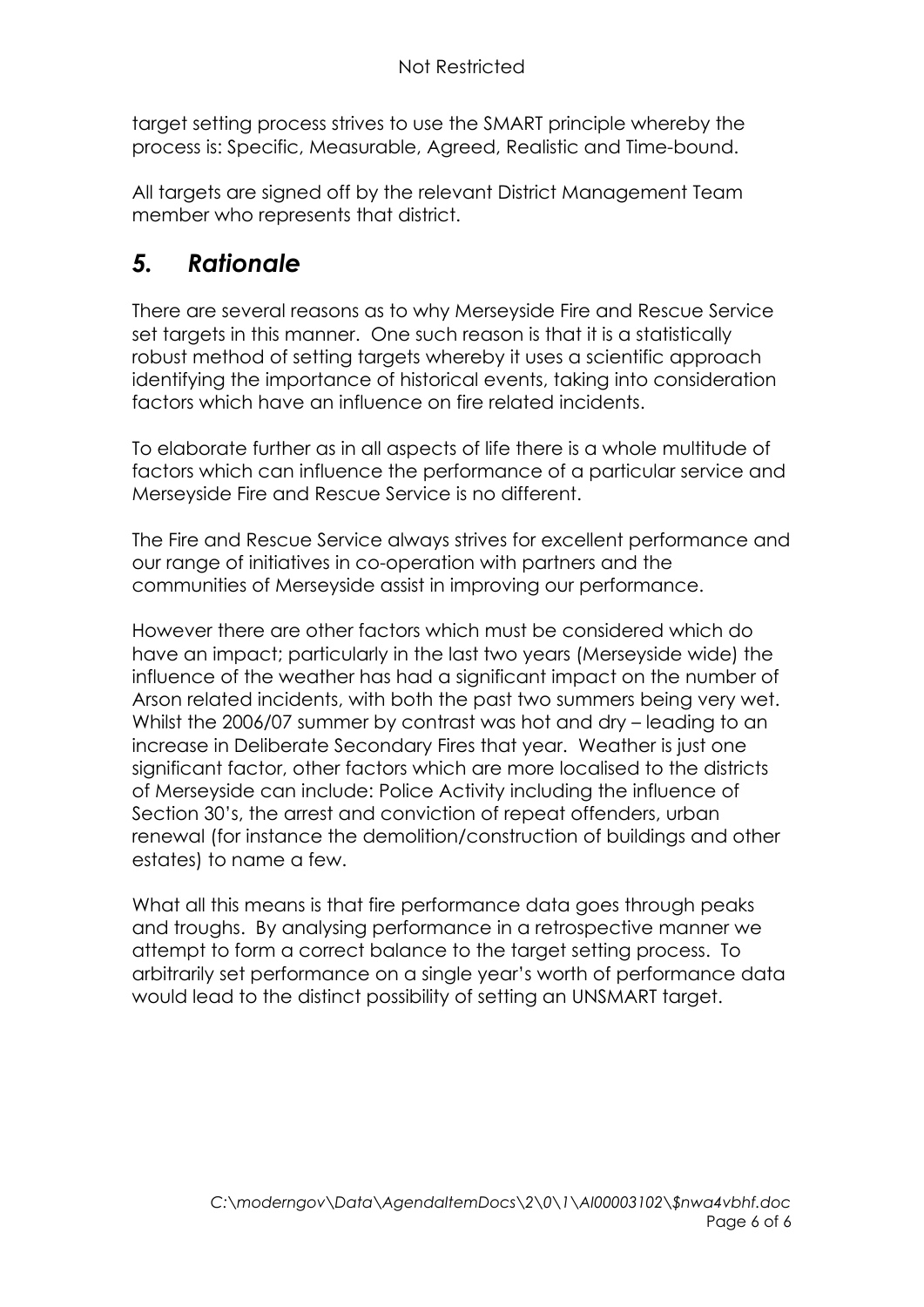target setting process strives to use the SMART principle whereby the process is: Specific, Measurable, Agreed, Realistic and Time-bound.

All targets are signed off by the relevant District Management Team member who represents that district.

## *5. Rationale*

There are several reasons as to why Merseyside Fire and Rescue Service set targets in this manner. One such reason is that it is a statistically robust method of setting targets whereby it uses a scientific approach identifying the importance of historical events, taking into consideration factors which have an influence on fire related incidents.

To elaborate further as in all aspects of life there is a whole multitude of factors which can influence the performance of a particular service and Merseyside Fire and Rescue Service is no different.

The Fire and Rescue Service always strives for excellent performance and our range of initiatives in co-operation with partners and the communities of Merseyside assist in improving our performance.

However there are other factors which must be considered which do have an impact; particularly in the last two years (Merseyside wide) the influence of the weather has had a significant impact on the number of Arson related incidents, with both the past two summers being very wet. Whilst the 2006/07 summer by contrast was hot and dry – leading to an increase in Deliberate Secondary Fires that year. Weather is just one significant factor, other factors which are more localised to the districts of Merseyside can include: Police Activity including the influence of Section 30's, the arrest and conviction of repeat offenders, urban renewal (for instance the demolition/construction of buildings and other estates) to name a few.

What all this means is that fire performance data goes through peaks and troughs. By analysing performance in a retrospective manner we attempt to form a correct balance to the target setting process. To arbitrarily set performance on a single year's worth of performance data would lead to the distinct possibility of setting an UNSMART target.